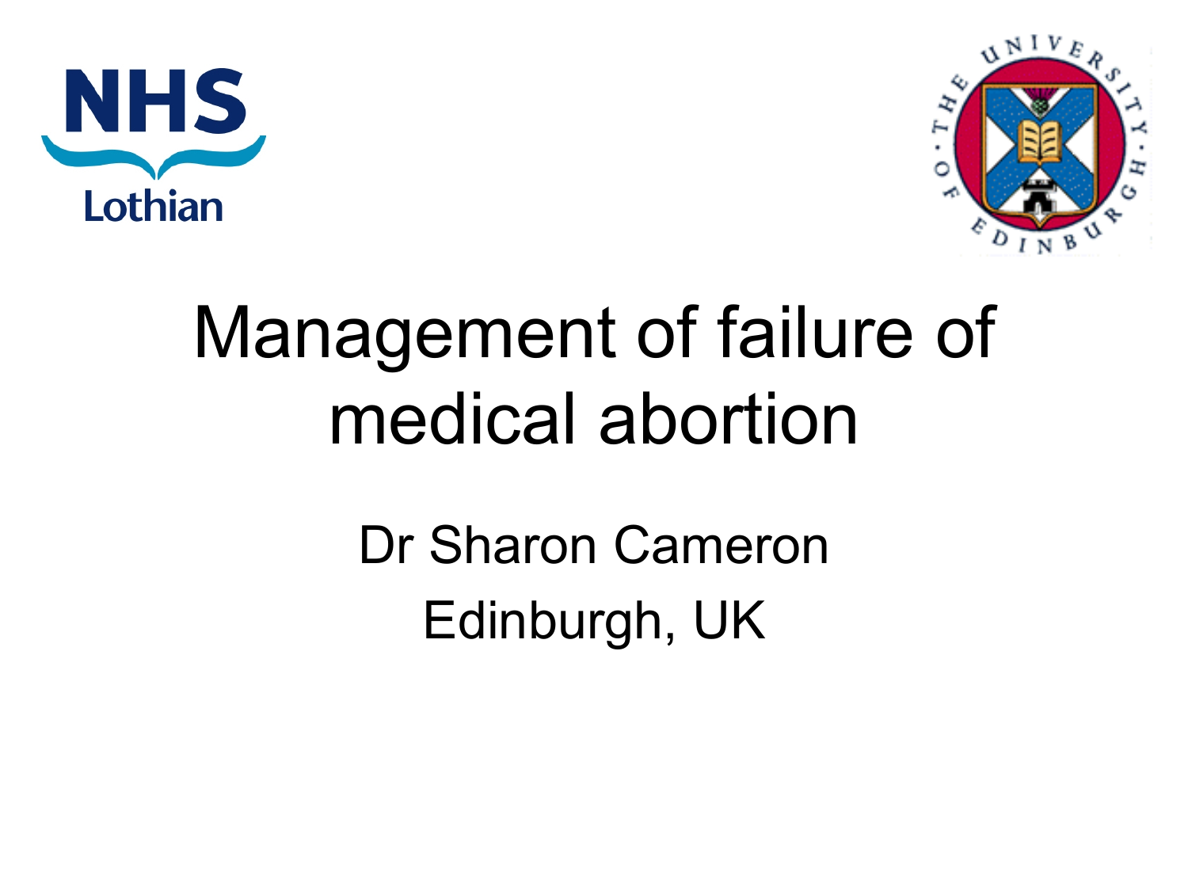NHS
Lothian

THE UNIVERSITY OF EDINBURGH

# Management of failure of medical abortion

Dr Sharon Cameron

Edinburgh, UK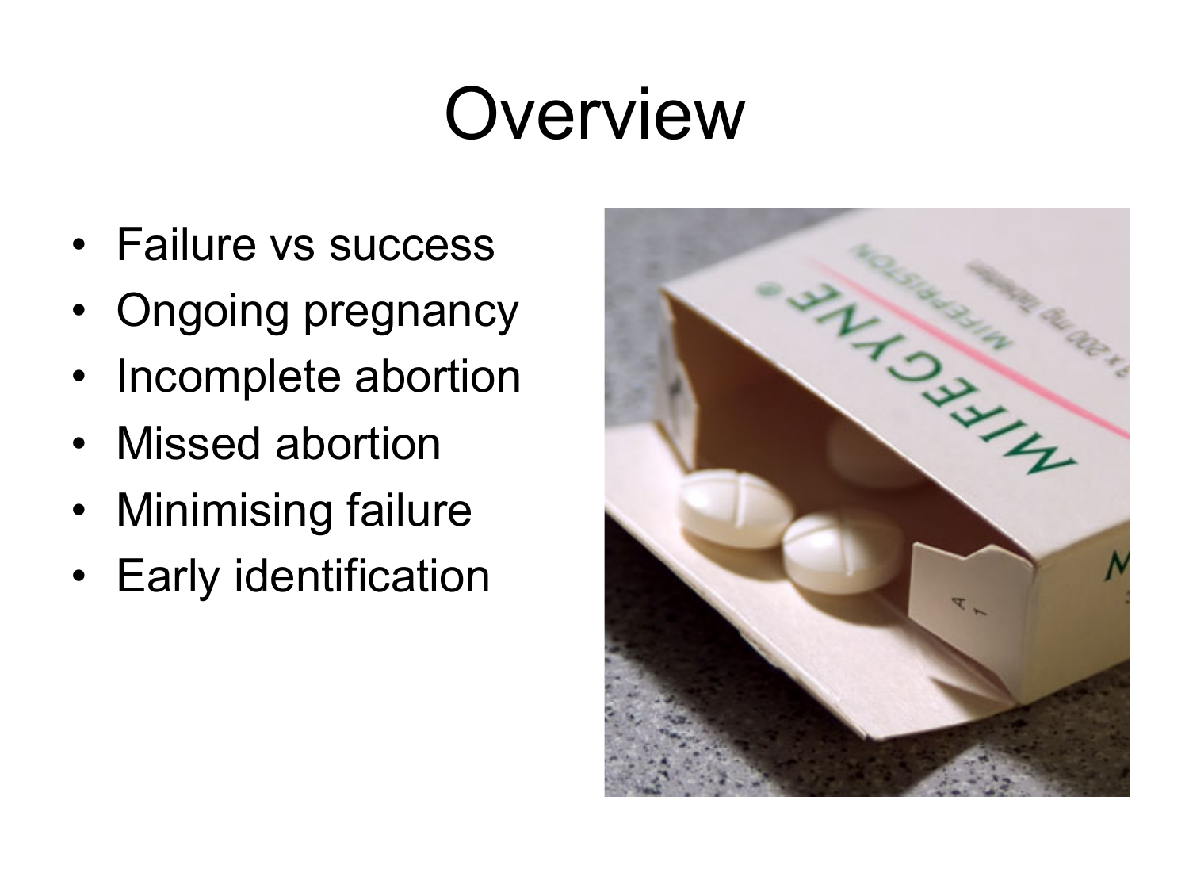# Overview

- Failure vs success
- Ongoing pregnancy
- Incomplete abortion
- Missed abortion
- Minimising failure
- Early identification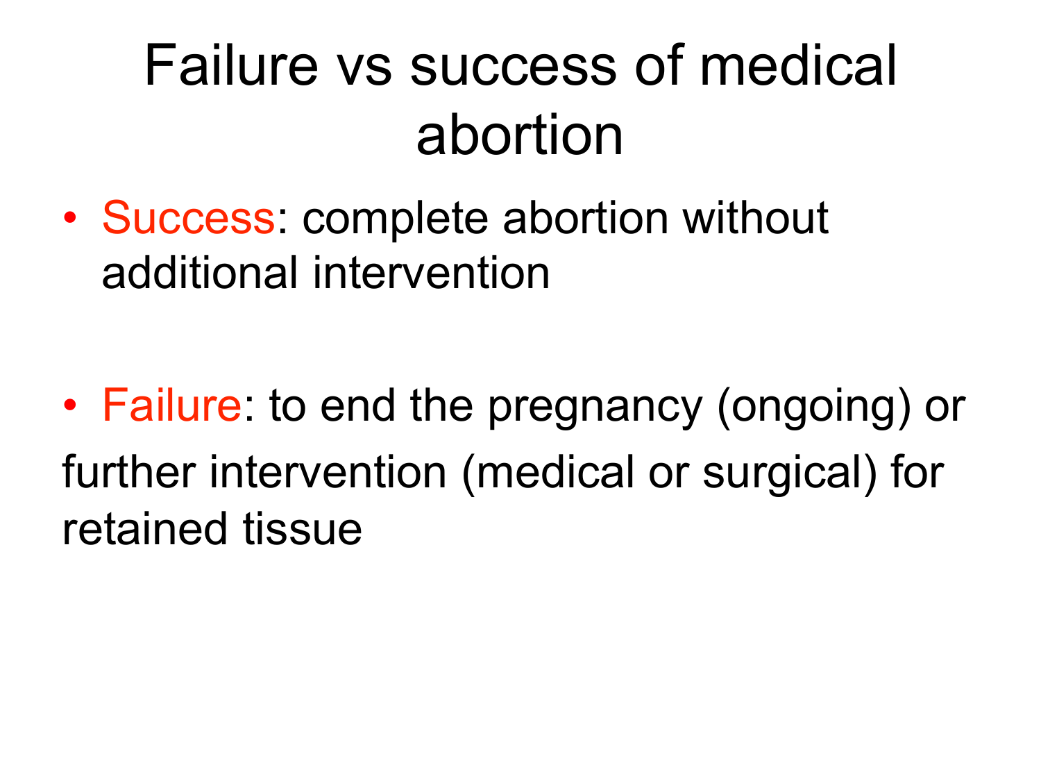# Failure vs success of medical abortion

- Success: complete abortion without additional intervention

- Failure: to end the pregnancy (ongoing) or

further intervention (medical or surgical) for retained tissue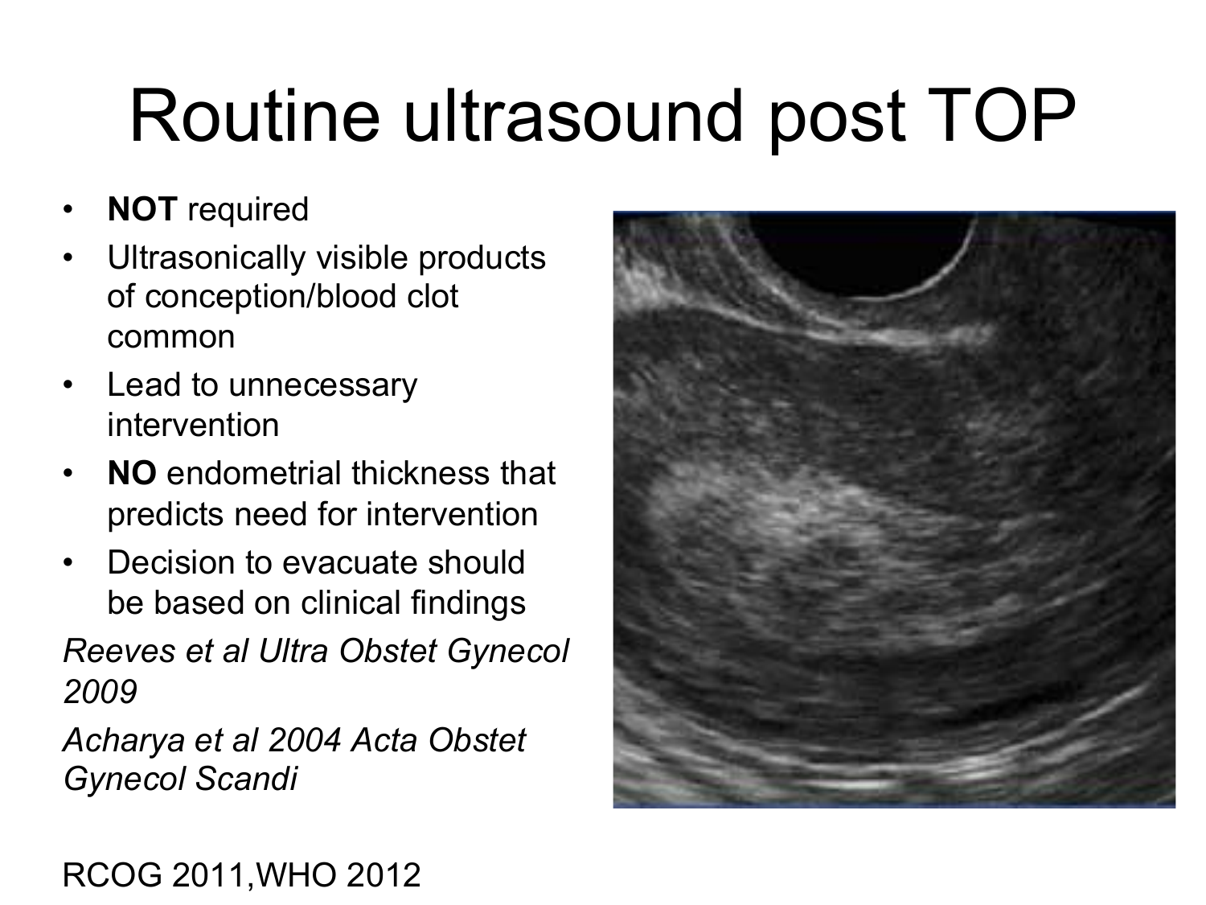# Routine ultrasound post TOP

- **NOT** required
- Ultrasonically visible products of conception/blood clot common
- Lead to unnecessary intervention
- **NO** endometrial thickness that predicts need for intervention
- Decision to evacuate should be based on clinical findings

*Reeves et al Ultra Obstet Gynecol 2009*

*Acharya et al 2004 Acta Obstet Gynecol Scandi*

RCOG 2011,WHO 2012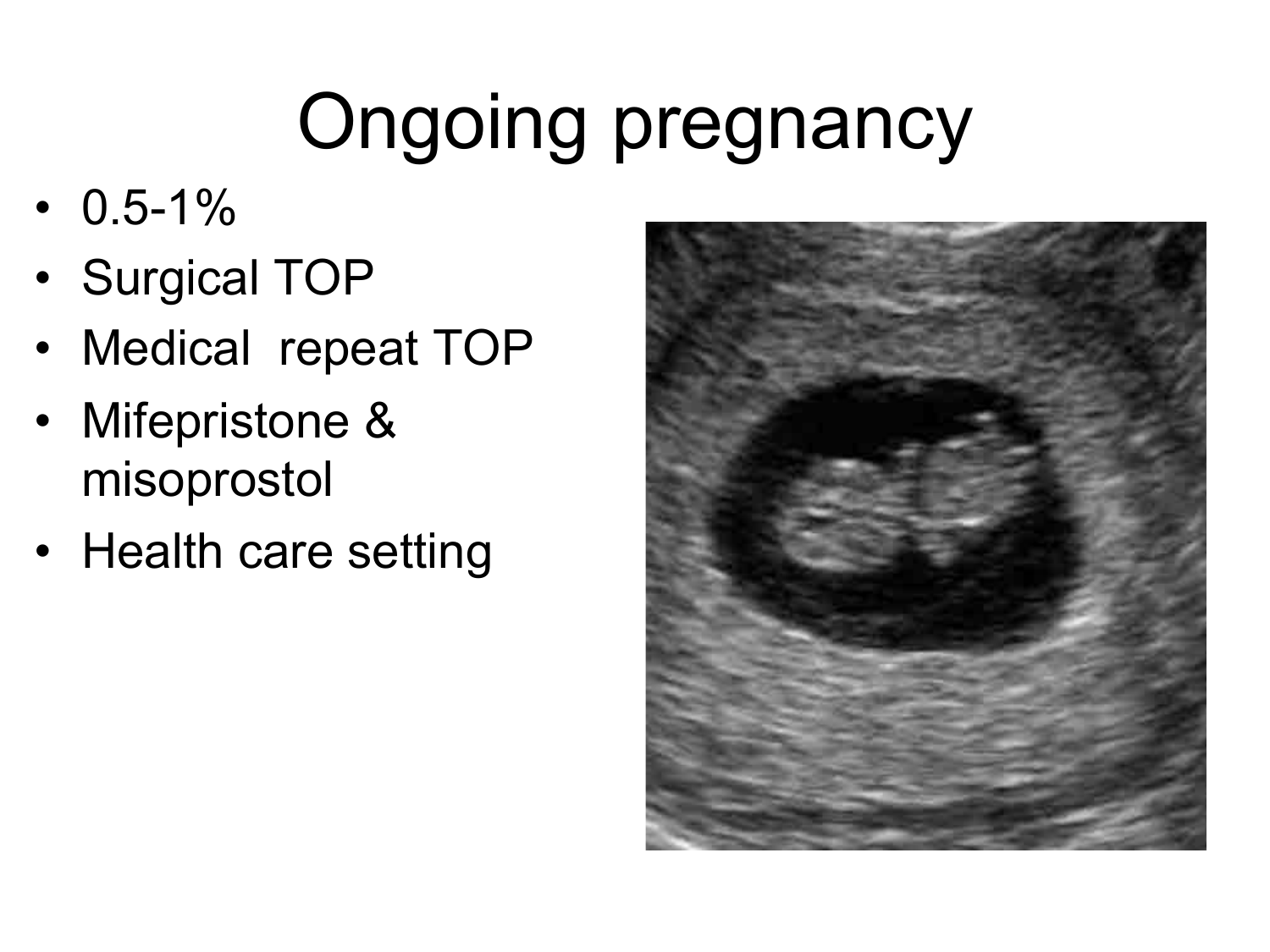# Ongoing pregnancy

- 0.5-1%
- Surgical TOP
- Medical repeat TOP
- Mifepristone & misoprostol
- Health care setting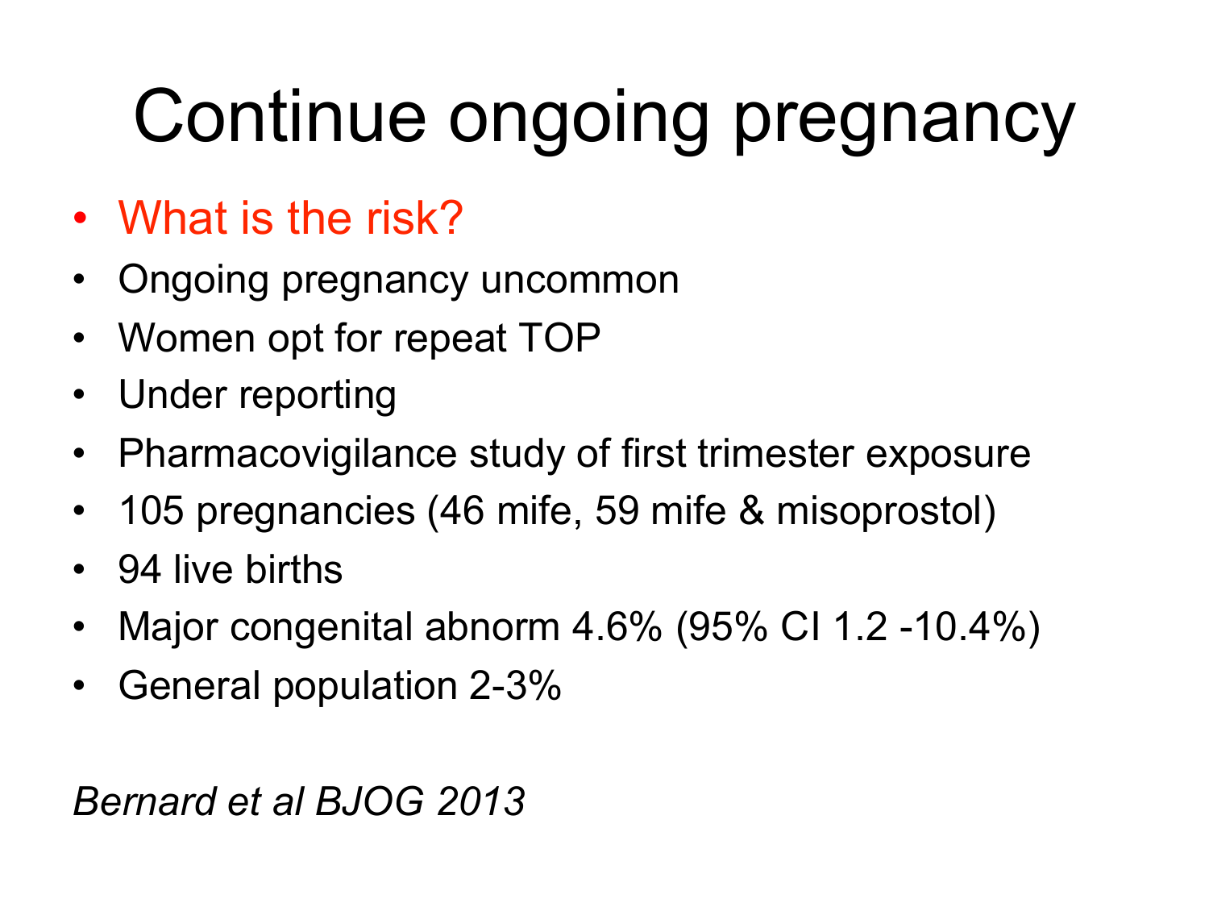# Continue ongoing pregnancy

- What is the risk?
- Ongoing pregnancy uncommon
- Women opt for repeat TOP
- Under reporting
- Pharmacovigilance study of first trimester exposure
- 105 pregnancies (46 mife, 59 mife & misoprostol)
- 94 live births
- Major congenital abnorm 4.6% (95% CI 1.2 -10.4%)
- General population 2-3%

*Bernard et al BJOG 2013*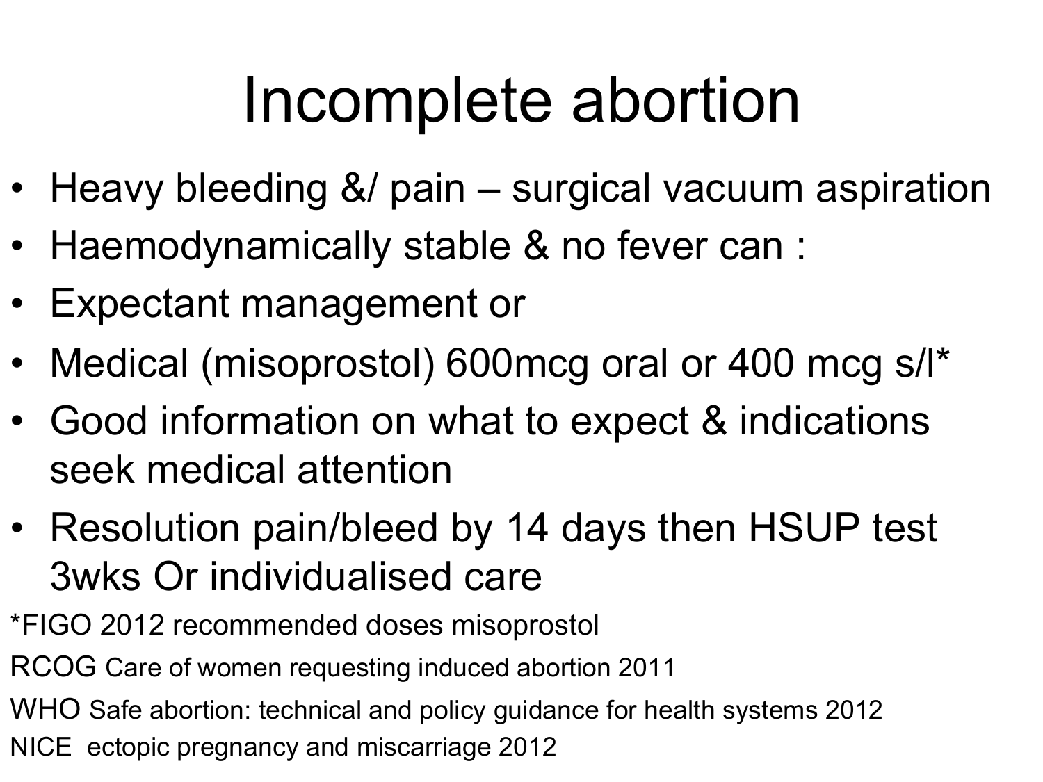# Incomplete abortion

- Heavy bleeding &/ pain – surgical vacuum aspiration
- Haemodynamically stable & no fever can :
- Expectant management or
- Medical (misoprostol) 600mcg oral or 400 mcg s/l*
- Good information on what to expect & indications seek medical attention
- Resolution pain/bleed by 14 days then HSUP test 3wks Or individualised care

*FIGO 2012 recommended doses misoprostol

RCOG Care of women requesting induced abortion 2011

WHO Safe abortion: technical and policy guidance for health systems 2012

NICE ectopic pregnancy and miscarriage 2012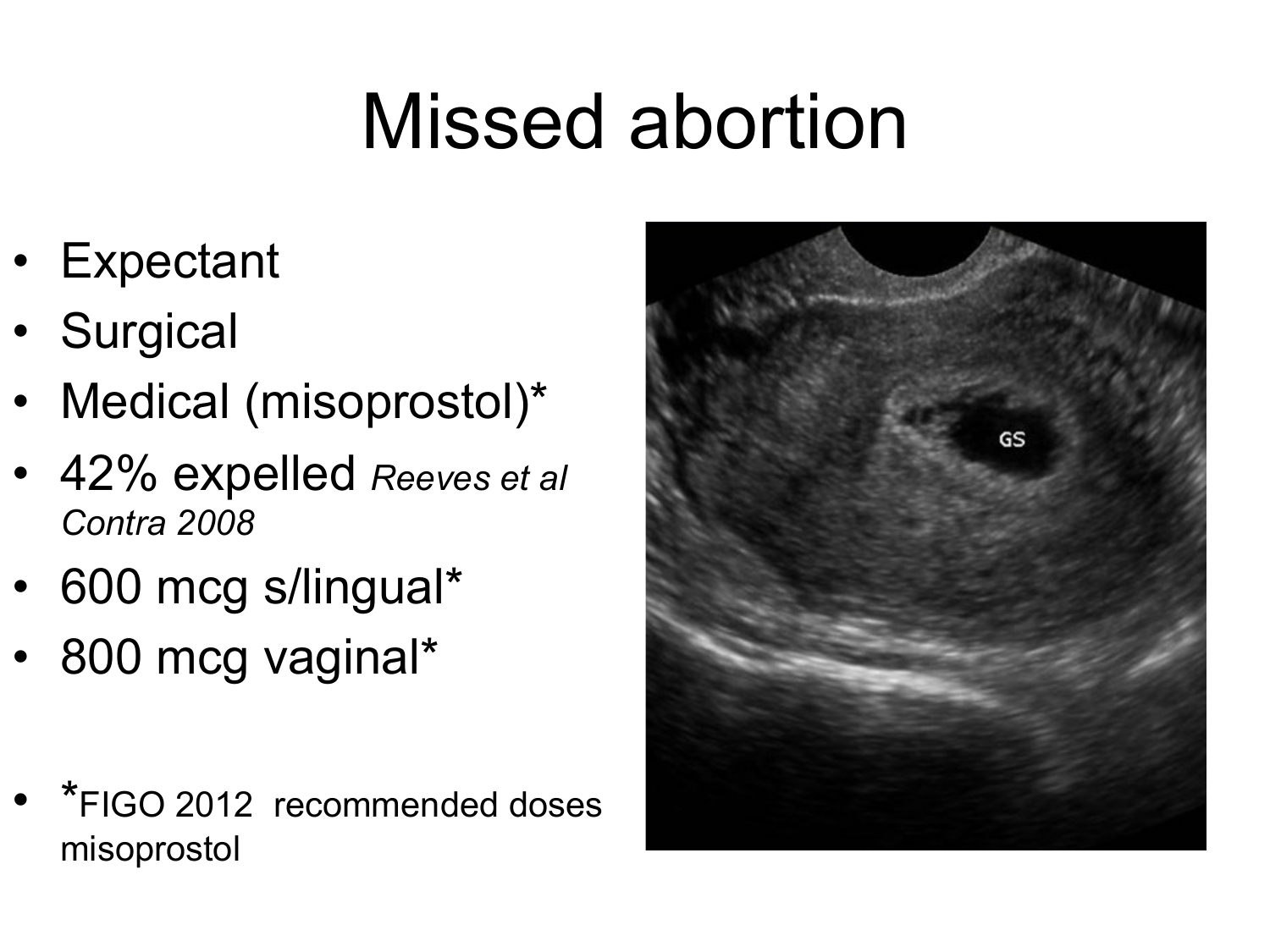# Missed abortion

- Expectant
- Surgical
- Medical (misoprostol)*
- 42% expelled *Reeves et al Contra 2008*
- 600 mcg s/lingual*
- 800 mcg vaginal*

- *FIGO 2012 recommended doses misoprostol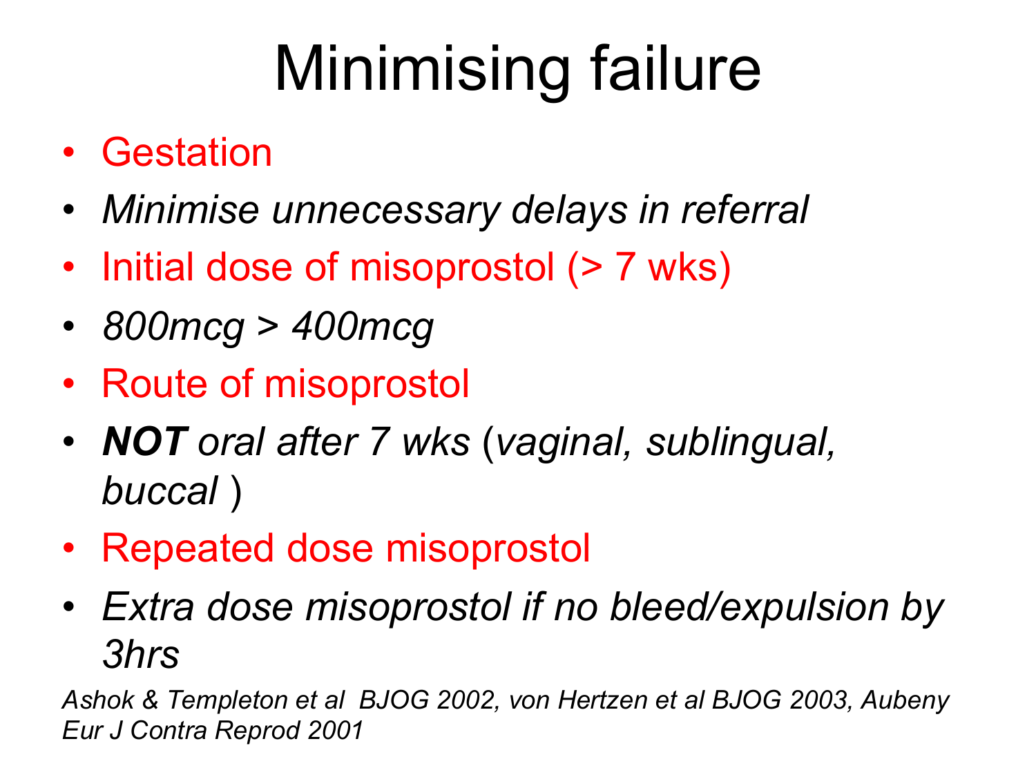# Minimising failure

- Gestation
- *Minimise unnecessary delays in referral*
- Initial dose of misoprostol (> 7 wks)
- *800mcg > 400mcg*
- Route of misoprostol
- ***NOT*** *oral after 7 wks* (*vaginal, sublingual, buccal* )
- Repeated dose misoprostol
- *Extra dose misoprostol if no bleed/expulsion by 3hrs*

*Ashok & Templeton et al BJOG 2002, von Hertzen et al BJOG 2003, Aubeny Eur J Contra Reprod 2001*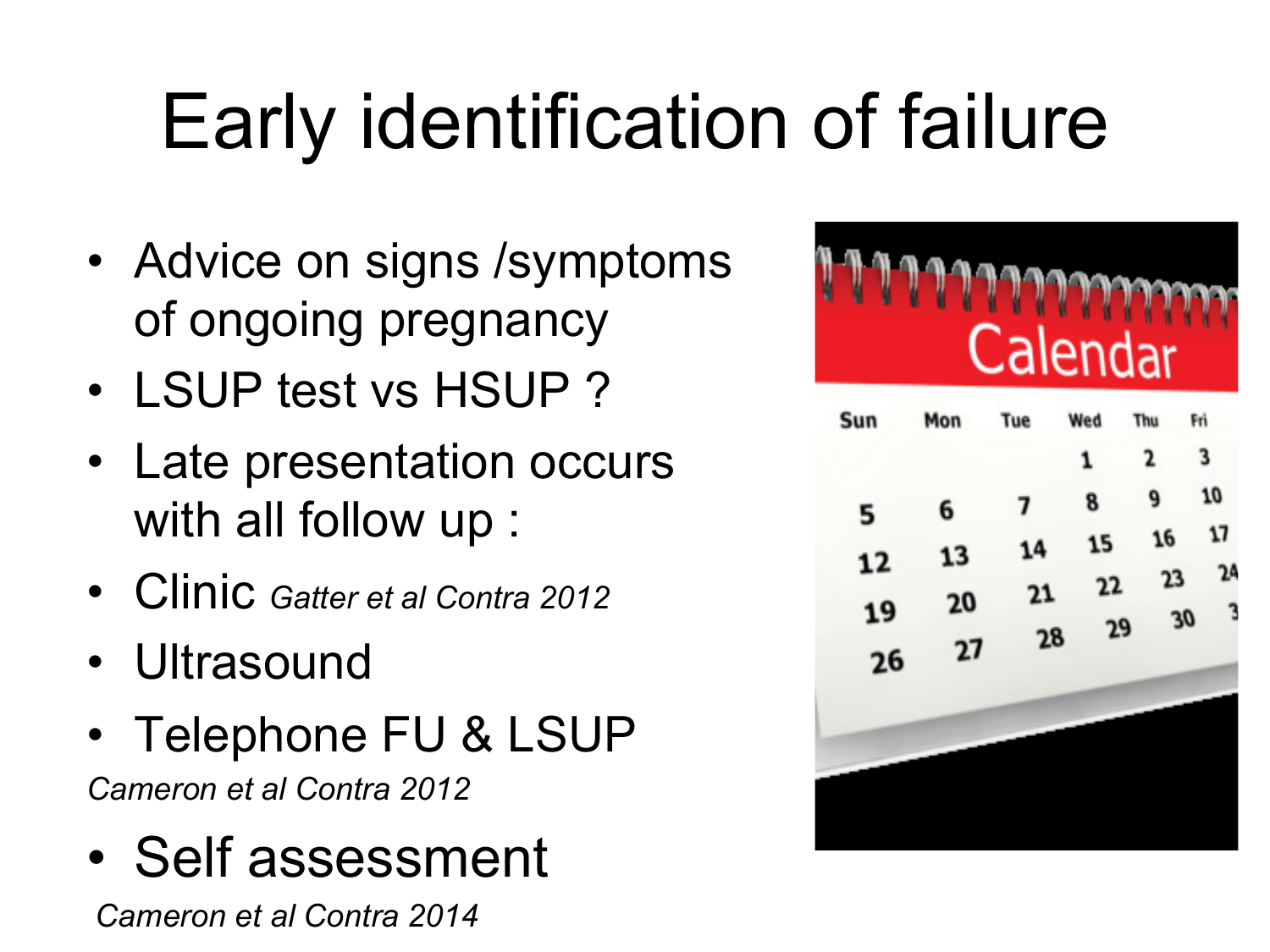# Early identification of failure

- Advice on signs /symptoms of ongoing pregnancy
- LSUP test vs HSUP ?
- Late presentation occurs with all follow up :
- Clinic *Gatter et al Contra 2012*
- Ultrasound
- Telephone FU & LSUP

*Cameron et al Contra 2012*

- Self assessment

*Cameron et al Contra 2014*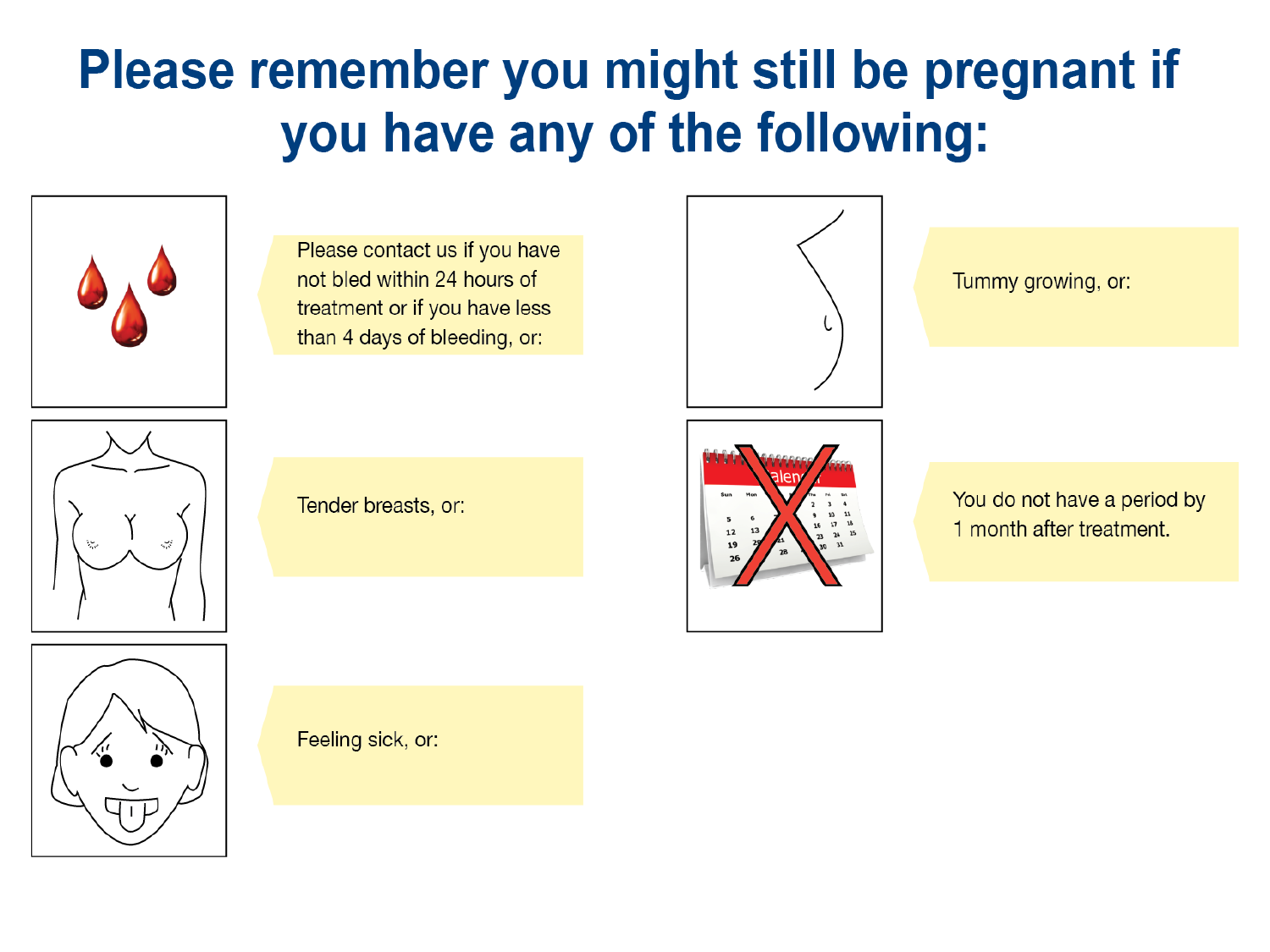# Please remember you might still be pregnant if you have any of the following:

Please contact us if you have not bled within 24 hours of treatment or if you have less than 4 days of bleeding, or:

Tender breasts, or:

Feeling sick, or:

Tummy growing, or:

You do not have a period by 1 month after treatment.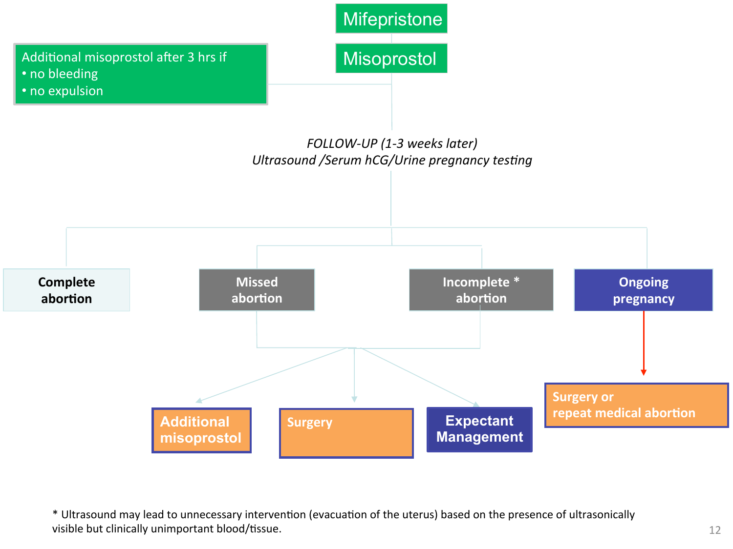Mifepristone

Misoprostol

Additional misoprostol after 3 hrs if
- no bleeding
- no expulsion

*FOLLOW-UP (1-3 weeks later)*
*Ultrasound /Serum hCG/Urine pregnancy testing*

**Complete abortion**

**Missed abortion**

**Incomplete * abortion**

**Ongoing pregnancy**

**Additional misoprostol**

**Surgery**

**Expectant Management**

**Surgery or repeat medical abortion**

* Ultrasound may lead to unnecessary intervention (evacuation of the uterus) based on the presence of ultrasonically visible but clinically unimportant blood/tissue.